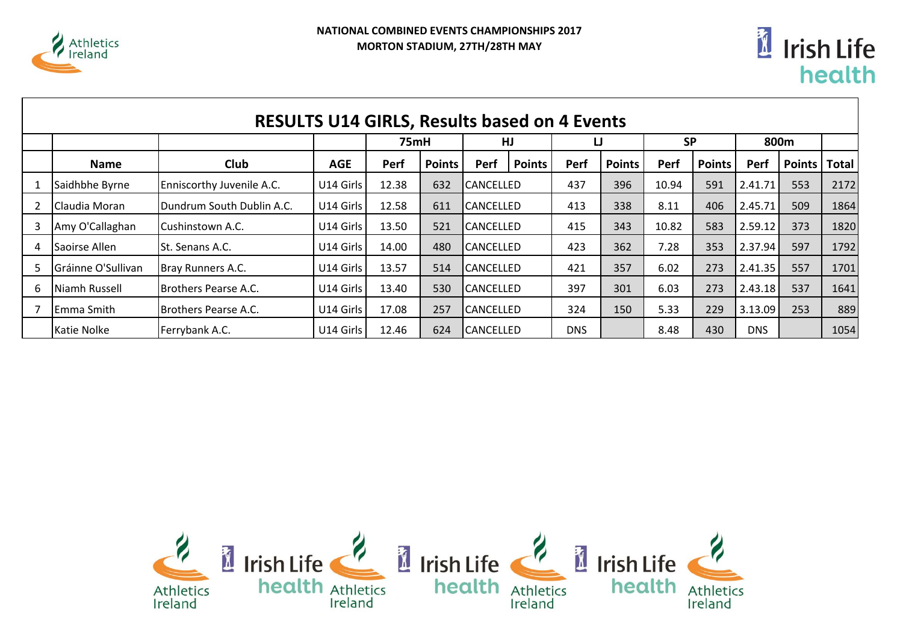**NATIONAL COMBINED EVENTS CHAMPIONSHIPS 2017**
**MORTON STADIUM, 27TH/28TH MAY**

## RESULTS U14 GIRLS, Results based on 4 Events

| | | | | 75mH | | HJ | | LJ | | SP | | 800m | | |
|---|---|---|---|---|---|---|---|---|---|---|---|---|---|---|
| | **Name** | **Club** | **AGE** | **Perf** | **Points** | **Perf** | **Points** | **Perf** | **Points** | **Perf** | **Points** | **Perf** | **Points** | **Total** |
| 1 | Saidhbhe Byrne | Enniscorthy Juvenile A.C. | U14 Girls | 12.38 | 632 | CANCELLED | | 437 | 396 | 10.94 | 591 | 2.41.71 | 553 | 2172 |
| 2 | Claudia Moran | Dundrum South Dublin A.C. | U14 Girls | 12.58 | 611 | CANCELLED | | 413 | 338 | 8.11 | 406 | 2.45.71 | 509 | 1864 |
| 3 | Amy O'Callaghan | Cushinstown A.C. | U14 Girls | 13.50 | 521 | CANCELLED | | 415 | 343 | 10.82 | 583 | 2.59.12 | 373 | 1820 |
| 4 | Saoirse Allen | St. Senans A.C. | U14 Girls | 14.00 | 480 | CANCELLED | | 423 | 362 | 7.28 | 353 | 2.37.94 | 597 | 1792 |
| 5 | Gráinne O'Sullivan | Bray Runners A.C. | U14 Girls | 13.57 | 514 | CANCELLED | | 421 | 357 | 6.02 | 273 | 2.41.35 | 557 | 1701 |
| 6 | Niamh Russell | Brothers Pearse A.C. | U14 Girls | 13.40 | 530 | CANCELLED | | 397 | 301 | 6.03 | 273 | 2.43.18 | 537 | 1641 |
| 7 | Emma Smith | Brothers Pearse A.C. | U14 Girls | 17.08 | 257 | CANCELLED | | 324 | 150 | 5.33 | 229 | 3.13.09 | 253 | 889 |
| | Katie Nolke | Ferrybank A.C. | U14 Girls | 12.46 | 624 | CANCELLED | | DNS | | 8.48 | 430 | DNS | | 1054 |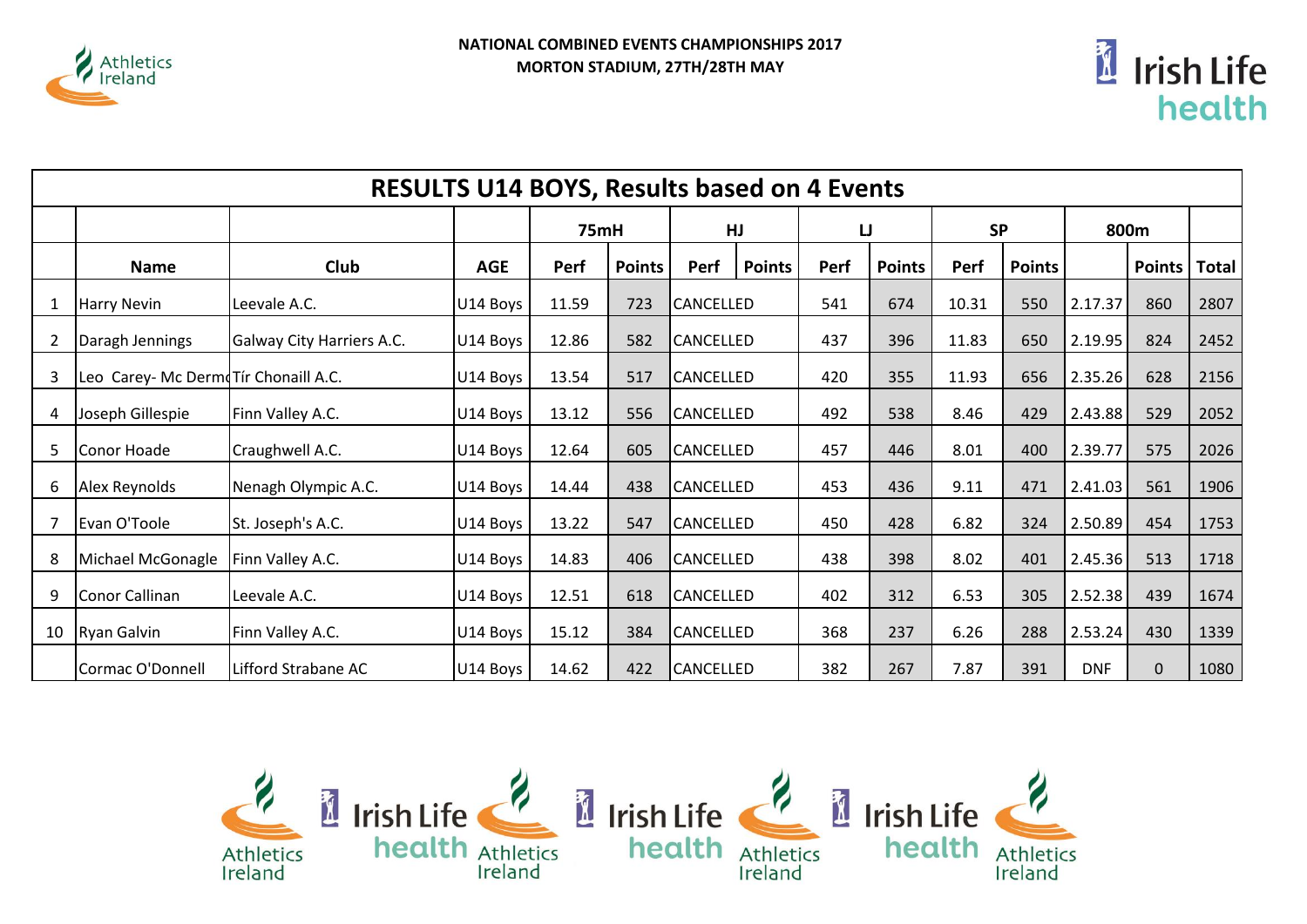NATIONAL COMBINED EVENTS CHAMPIONSHIPS 2017
MORTON STADIUM, 27TH/28TH MAY

## RESULTS U14 BOYS, Results based on 4 Events

| | | | | 75mH | | HJ | | LJ | | SP | | 800m | | |
|---|---|---|---|---|---|---|---|---|---|---|---|---|---|---|
| | Name | Club | AGE | Perf | Points | Perf | Points | Perf | Points | Perf | Points | | Points | Total |
| 1 | Harry Nevin | Leevale A.C. | U14 Boys | 11.59 | 723 | CANCELLED | | 541 | 674 | 10.31 | 550 | 2.17.37 | 860 | 2807 |
| 2 | Daragh Jennings | Galway City Harriers A.C. | U14 Boys | 12.86 | 582 | CANCELLED | | 437 | 396 | 11.83 | 650 | 2.19.95 | 824 | 2452 |
| 3 | Leo Carey- Mc Derm | Tír Chonaill A.C. | U14 Boys | 13.54 | 517 | CANCELLED | | 420 | 355 | 11.93 | 656 | 2.35.26 | 628 | 2156 |
| 4 | Joseph Gillespie | Finn Valley A.C. | U14 Boys | 13.12 | 556 | CANCELLED | | 492 | 538 | 8.46 | 429 | 2.43.88 | 529 | 2052 |
| 5 | Conor Hoade | Craughwell A.C. | U14 Boys | 12.64 | 605 | CANCELLED | | 457 | 446 | 8.01 | 400 | 2.39.77 | 575 | 2026 |
| 6 | Alex Reynolds | Nenagh Olympic A.C. | U14 Boys | 14.44 | 438 | CANCELLED | | 453 | 436 | 9.11 | 471 | 2.41.03 | 561 | 1906 |
| 7 | Evan O'Toole | St. Joseph's A.C. | U14 Boys | 13.22 | 547 | CANCELLED | | 450 | 428 | 6.82 | 324 | 2.50.89 | 454 | 1753 |
| 8 | Michael McGonagle | Finn Valley A.C. | U14 Boys | 14.83 | 406 | CANCELLED | | 438 | 398 | 8.02 | 401 | 2.45.36 | 513 | 1718 |
| 9 | Conor Callinan | Leevale A.C. | U14 Boys | 12.51 | 618 | CANCELLED | | 402 | 312 | 6.53 | 305 | 2.52.38 | 439 | 1674 |
| 10 | Ryan Galvin | Finn Valley A.C. | U14 Boys | 15.12 | 384 | CANCELLED | | 368 | 237 | 6.26 | 288 | 2.53.24 | 430 | 1339 |
| | Cormac O'Donnell | Lifford Strabane AC | U14 Boys | 14.62 | 422 | CANCELLED | | 382 | 267 | 7.87 | 391 | DNF | 0 | 1080 |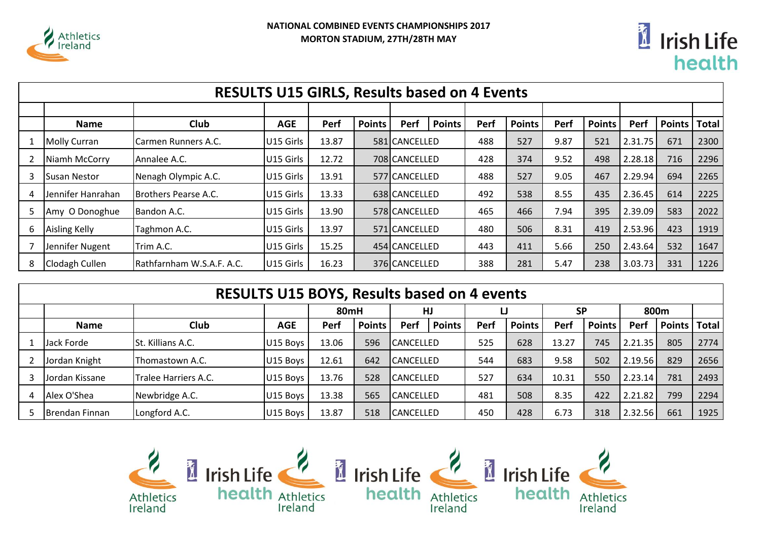**NATIONAL COMBINED EVENTS CHAMPIONSHIPS 2017**
**MORTON STADIUM, 27TH/28TH MAY**

## RESULTS U15 GIRLS, Results based on 4 Events

| | Name | Club | AGE | Perf | Points | Perf | Points | Perf | Points | Perf | Points | Perf | Points | Total |
|---|---|---|---|---|---|---|---|---|---|---|---|---|---|---|
| 1 | Molly Curran | Carmen Runners A.C. | U15 Girls | 13.87 | 581 | CANCELLED | | 488 | 527 | 9.87 | 521 | 2.31.75 | 671 | 2300 |
| 2 | Niamh McCorry | Annalee A.C. | U15 Girls | 12.72 | 708 | CANCELLED | | 428 | 374 | 9.52 | 498 | 2.28.18 | 716 | 2296 |
| 3 | Susan Nestor | Nenagh Olympic A.C. | U15 Girls | 13.91 | 577 | CANCELLED | | 488 | 527 | 9.05 | 467 | 2.29.94 | 694 | 2265 |
| 4 | Jennifer Hanrahan | Brothers Pearse A.C. | U15 Girls | 13.33 | 638 | CANCELLED | | 492 | 538 | 8.55 | 435 | 2.36.45 | 614 | 2225 |
| 5 | Amy O Donoghue | Bandon A.C. | U15 Girls | 13.90 | 578 | CANCELLED | | 465 | 466 | 7.94 | 395 | 2.39.09 | 583 | 2022 |
| 6 | Aisling Kelly | Taghmon A.C. | U15 Girls | 13.97 | 571 | CANCELLED | | 480 | 506 | 8.31 | 419 | 2.53.96 | 423 | 1919 |
| 7 | Jennifer Nugent | Trim A.C. | U15 Girls | 15.25 | 454 | CANCELLED | | 443 | 411 | 5.66 | 250 | 2.43.64 | 532 | 1647 |
| 8 | Clodagh Cullen | Rathfarnham W.S.A.F. A.C. | U15 Girls | 16.23 | 376 | CANCELLED | | 388 | 281 | 5.47 | 238 | 3.03.73 | 331 | 1226 |

## RESULTS U15 BOYS, Results based on 4 events

| | | | | 80mH | | HJ | | LJ | | SP | | 800m | | |
|---|---|---|---|---|---|---|---|---|---|---|---|---|---|---|
| | Name | Club | AGE | Perf | Points | Perf | Points | Perf | Points | Perf | Points | Perf | Points | Total |
| 1 | Jack Forde | St. Killians A.C. | U15 Boys | 13.06 | 596 | CANCELLED | | 525 | 628 | 13.27 | 745 | 2.21.35 | 805 | 2774 |
| 2 | Jordan Knight | Thomastown A.C. | U15 Boys | 12.61 | 642 | CANCELLED | | 544 | 683 | 9.58 | 502 | 2.19.56 | 829 | 2656 |
| 3 | Jordan Kissane | Tralee Harriers A.C. | U15 Boys | 13.76 | 528 | CANCELLED | | 527 | 634 | 10.31 | 550 | 2.23.14 | 781 | 2493 |
| 4 | Alex O'Shea | Newbridge A.C. | U15 Boys | 13.38 | 565 | CANCELLED | | 481 | 508 | 8.35 | 422 | 2.21.82 | 799 | 2294 |
| 5 | Brendan Finnan | Longford A.C. | U15 Boys | 13.87 | 518 | CANCELLED | | 450 | 428 | 6.73 | 318 | 2.32.56 | 661 | 1925 |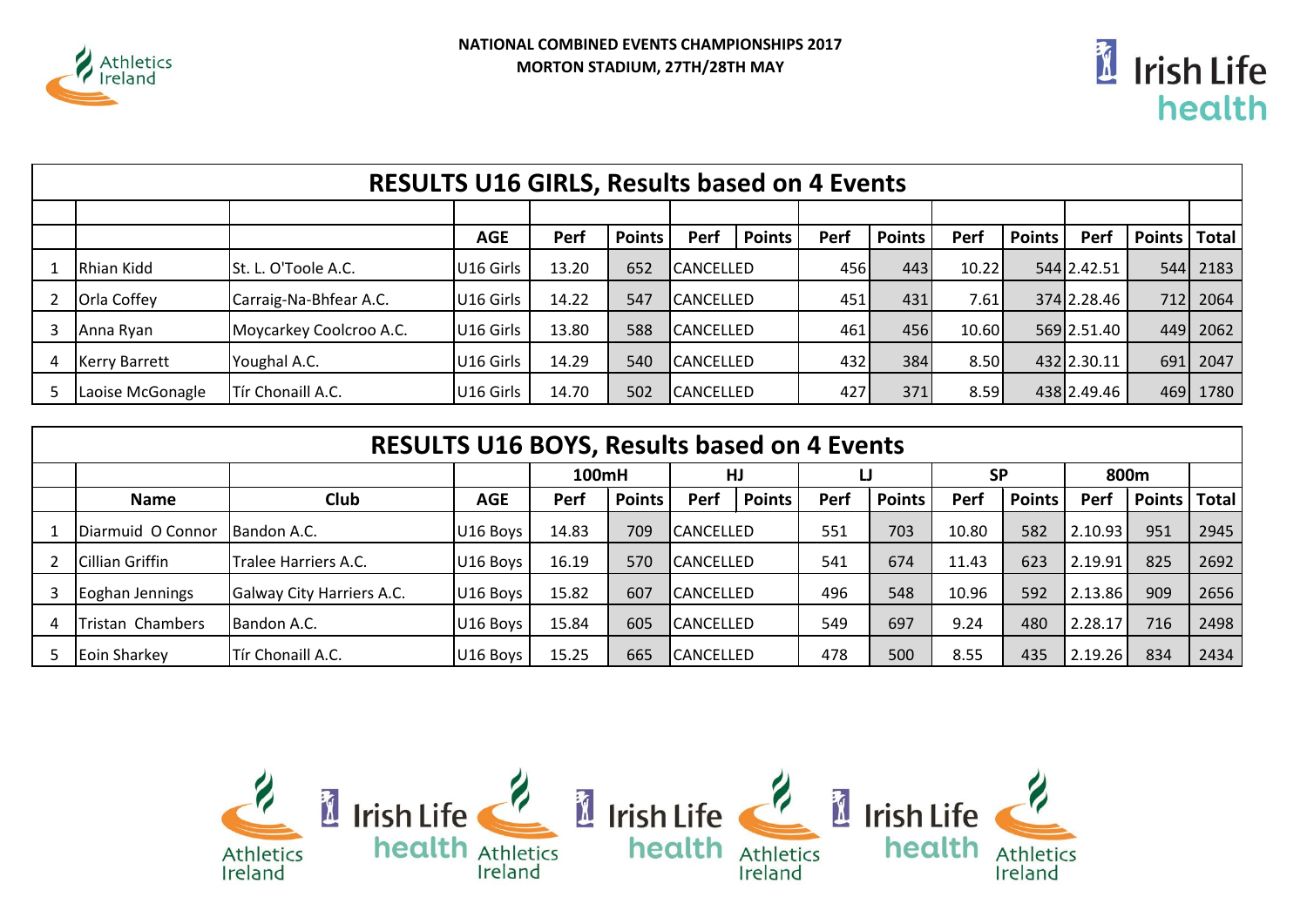**NATIONAL COMBINED EVENTS CHAMPIONSHIPS 2017**
**MORTON STADIUM, 27TH/28TH MAY**

## RESULTS U16 GIRLS, Results based on 4 Events

| | | | | | | | | | | | | | | |
|---|---|---|---|---|---|---|---|---|---|---|---|---|---|---|
| | | | AGE | Perf | Points | Perf | Points | Perf | Points | Perf | Points | Perf | Points | Total |
| 1 | Rhian Kidd | St. L. O'Toole A.C. | U16 Girls | 13.20 | 652 | CANCELLED | | 456 | 443 | 10.22 | 544 | 2.42.51 | 544 | 2183 |
| 2 | Orla Coffey | Carraig-Na-Bhfear A.C. | U16 Girls | 14.22 | 547 | CANCELLED | | 451 | 431 | 7.61 | 374 | 2.28.46 | 712 | 2064 |
| 3 | Anna Ryan | Moycarkey Coolcroo A.C. | U16 Girls | 13.80 | 588 | CANCELLED | | 461 | 456 | 10.60 | 569 | 2.51.40 | 449 | 2062 |
| 4 | Kerry Barrett | Youghal A.C. | U16 Girls | 14.29 | 540 | CANCELLED | | 432 | 384 | 8.50 | 432 | 2.30.11 | 691 | 2047 |
| 5 | Laoise McGonagle | Tír Chonaill A.C. | U16 Girls | 14.70 | 502 | CANCELLED | | 427 | 371 | 8.59 | 438 | 2.49.46 | 469 | 1780 |

## RESULTS U16 BOYS, Results based on 4 Events

| | | | | 100mH | | HJ | | LJ | | SP | | 800m | | |
|---|---|---|---|---|---|---|---|---|---|---|---|---|---|---|
| | Name | Club | AGE | Perf | Points | Perf | Points | Perf | Points | Perf | Points | Perf | Points | Total |
| 1 | Diarmuid O Connor | Bandon A.C. | U16 Boys | 14.83 | 709 | CANCELLED | | 551 | 703 | 10.80 | 582 | 2.10.93 | 951 | 2945 |
| 2 | Cillian Griffin | Tralee Harriers A.C. | U16 Boys | 16.19 | 570 | CANCELLED | | 541 | 674 | 11.43 | 623 | 2.19.91 | 825 | 2692 |
| 3 | Eoghan Jennings | Galway City Harriers A.C. | U16 Boys | 15.82 | 607 | CANCELLED | | 496 | 548 | 10.96 | 592 | 2.13.86 | 909 | 2656 |
| 4 | Tristan Chambers | Bandon A.C. | U16 Boys | 15.84 | 605 | CANCELLED | | 549 | 697 | 9.24 | 480 | 2.28.17 | 716 | 2498 |
| 5 | Eoin Sharkey | Tír Chonaill A.C. | U16 Boys | 15.25 | 665 | CANCELLED | | 478 | 500 | 8.55 | 435 | 2.19.26 | 834 | 2434 |